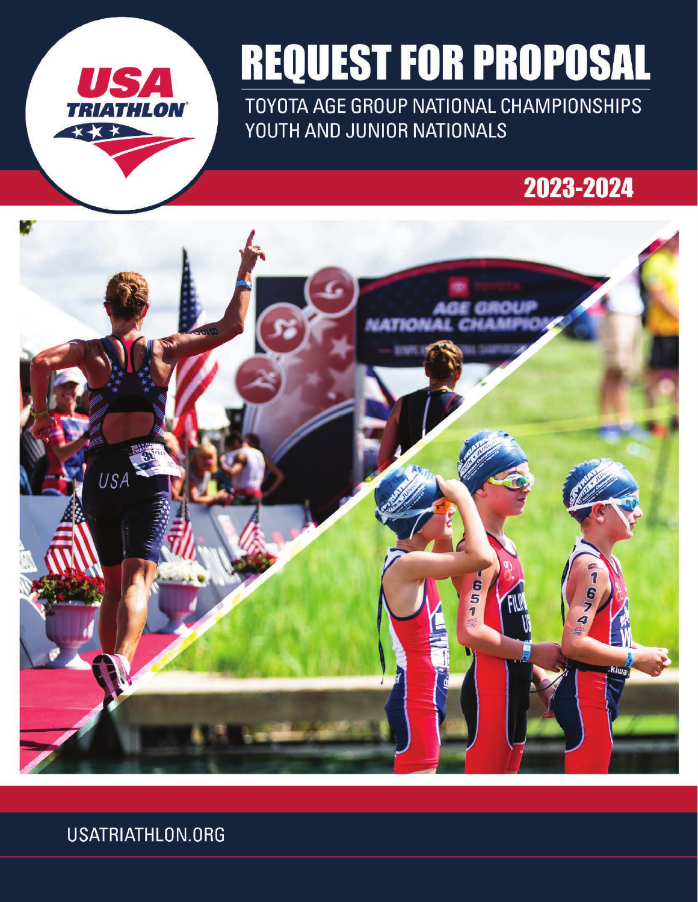USA TRIATHLON

# REQUEST FOR PROPOSAL

TOYOTA AGE GROUP NATIONAL CHAMPIONSHIPS
YOUTH AND JUNIOR NATIONALS

## 2023-2024

USATRIATHLON.ORG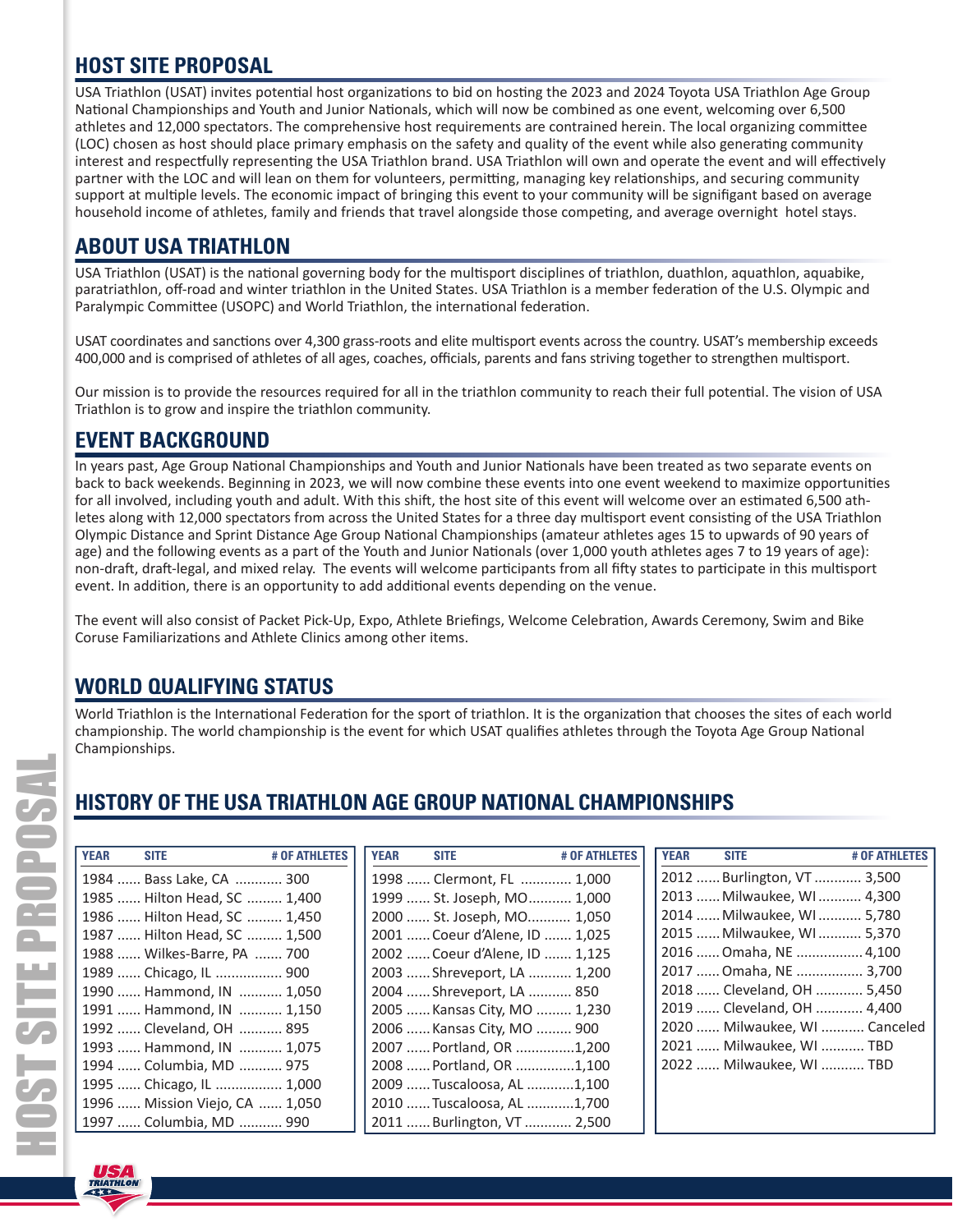## HOST SITE PROPOSAL

USA Triathlon (USAT) invites potential host organizations to bid on hosting the 2023 and 2024 Toyota USA Triathlon Age Group National Championships and Youth and Junior Nationals, which will now be combined as one event, welcoming over 6,500 athletes and 12,000 spectators. The comprehensive host requirements are contrained herein. The local organizing committee (LOC) chosen as host should place primary emphasis on the safety and quality of the event while also generating community interest and respectfully representing the USA Triathlon brand. USA Triathlon will own and operate the event and will effectively partner with the LOC and will lean on them for volunteers, permitting, managing key relationships, and securing community support at multiple levels. The economic impact of bringing this event to your community will be signifigant based on average household income of athletes, family and friends that travel alongside those competing, and average overnight hotel stays.

## ABOUT USA TRIATHLON

USA Triathlon (USAT) is the national governing body for the multisport disciplines of triathlon, duathlon, aquathlon, aquabike, paratriathlon, off-road and winter triathlon in the United States. USA Triathlon is a member federation of the U.S. Olympic and Paralympic Committee (USOPC) and World Triathlon, the international federation.

USAT coordinates and sanctions over 4,300 grass-roots and elite multisport events across the country. USAT's membership exceeds 400,000 and is comprised of athletes of all ages, coaches, officials, parents and fans striving together to strengthen multisport.

Our mission is to provide the resources required for all in the triathlon community to reach their full potential. The vision of USA Triathlon is to grow and inspire the triathlon community.

## EVENT BACKGROUND

In years past, Age Group National Championships and Youth and Junior Nationals have been treated as two separate events on back to back weekends. Beginning in 2023, we will now combine these events into one event weekend to maximize opportunities for all involved, including youth and adult. With this shift, the host site of this event will welcome over an estimated 6,500 athletes along with 12,000 spectators from across the United States for a three day multisport event consisting of the USA Triathlon Olympic Distance and Sprint Distance Age Group National Championships (amateur athletes ages 15 to upwards of 90 years of age) and the following events as a part of the Youth and Junior Nationals (over 1,000 youth athletes ages 7 to 19 years of age): non-draft, draft-legal, and mixed relay. The events will welcome participants from all fifty states to participate in this multisport event. In addition, there is an opportunity to add additional events depending on the venue.

The event will also consist of Packet Pick-Up, Expo, Athlete Briefings, Welcome Celebration, Awards Ceremony, Swim and Bike Coruse Familiarizations and Athlete Clinics among other items.

## WORLD QUALIFYING STATUS

World Triathlon is the International Federation for the sport of triathlon. It is the organization that chooses the sites of each world championship. The world championship is the event for which USAT qualifies athletes through the Toyota Age Group National Championships.

## HISTORY OF THE USA TRIATHLON AGE GROUP NATIONAL CHAMPIONSHIPS

| YEAR | SITE | # OF ATHLETES |
|---|---|---|
| 1984 | Bass Lake, CA | 300 |
| 1985 | Hilton Head, SC | 1,400 |
| 1986 | Hilton Head, SC | 1,450 |
| 1987 | Hilton Head, SC | 1,500 |
| 1988 | Wilkes-Barre, PA | 700 |
| 1989 | Chicago, IL | 900 |
| 1990 | Hammond, IN | 1,050 |
| 1991 | Hammond, IN | 1,150 |
| 1992 | Cleveland, OH | 895 |
| 1993 | Hammond, IN | 1,075 |
| 1994 | Columbia, MD | 975 |
| 1995 | Chicago, IL | 1,000 |
| 1996 | Mission Viejo, CA | 1,050 |
| 1997 | Columbia, MD | 990 |
| 1998 | Clermont, FL | 1,000 |
| 1999 | St. Joseph, MO | 1,000 |
| 2000 | St. Joseph, MO | 1,050 |
| 2001 | Coeur d'Alene, ID | 1,025 |
| 2002 | Coeur d'Alene, ID | 1,125 |
| 2003 | Shreveport, LA | 1,200 |
| 2004 | Shreveport, LA | 850 |
| 2005 | Kansas City, MO | 1,230 |
| 2006 | Kansas City, MO | 900 |
| 2007 | Portland, OR | 1,200 |
| 2008 | Portland, OR | 1,100 |
| 2009 | Tuscaloosa, AL | 1,100 |
| 2010 | Tuscaloosa, AL | 1,700 |
| 2011 | Burlington, VT | 2,500 |
| 2012 | Burlington, VT | 3,500 |
| 2013 | Milwaukee, WI | 4,300 |
| 2014 | Milwaukee, WI | 5,780 |
| 2015 | Milwaukee, WI | 5,370 |
| 2016 | Omaha, NE | 4,100 |
| 2017 | Omaha, NE | 3,700 |
| 2018 | Cleveland, OH | 5,450 |
| 2019 | Cleveland, OH | 4,400 |
| 2020 | Milwaukee, WI | Canceled |
| 2021 | Milwaukee, WI | TBD |
| 2022 | Milwaukee, WI | TBD |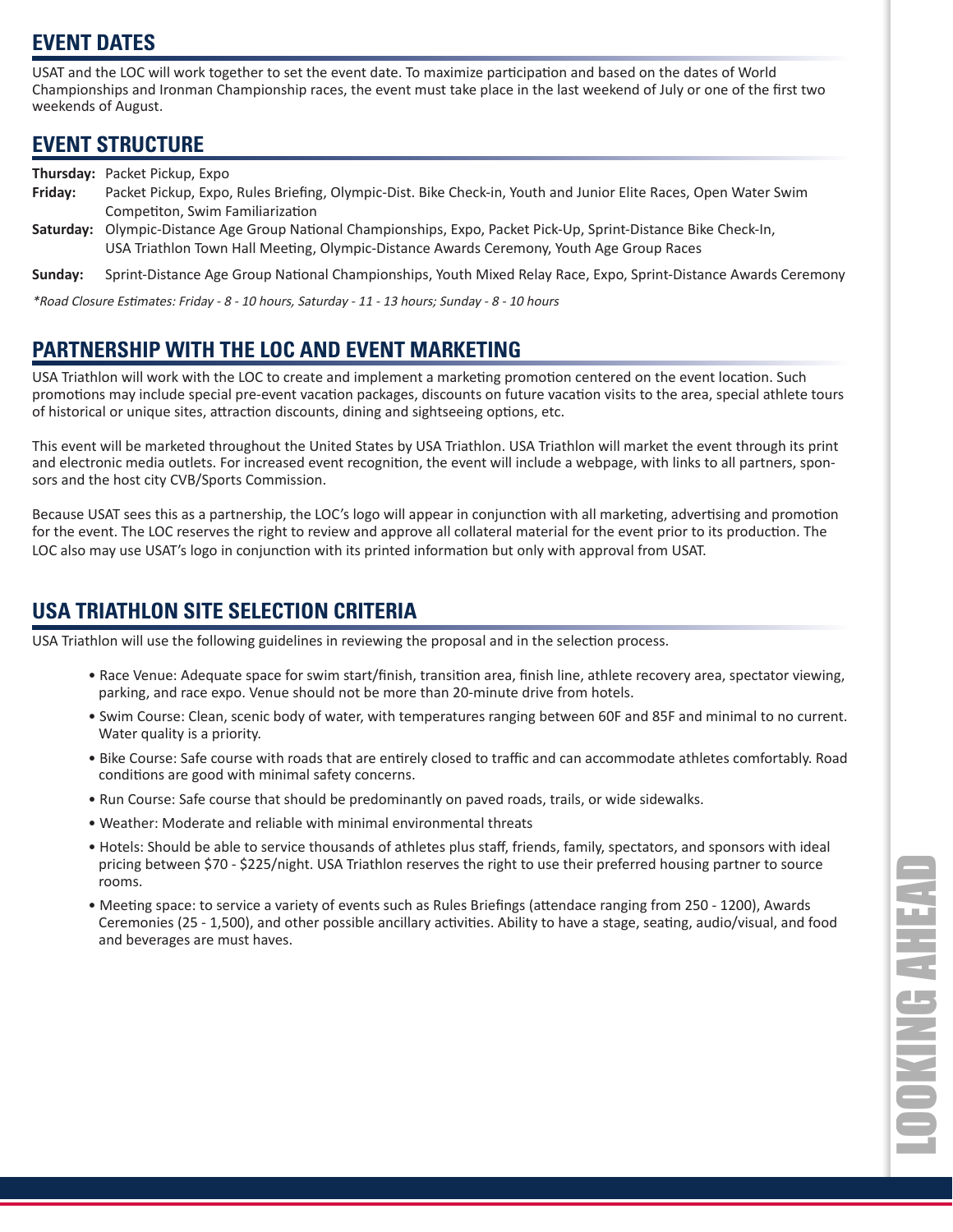## EVENT DATES

USAT and the LOC will work together to set the event date. To maximize participation and based on the dates of World Championships and Ironman Championship races, the event must take place in the last weekend of July or one of the first two weekends of August.

## EVENT STRUCTURE

**Thursday:** Packet Pickup, Expo

**Friday:** Packet Pickup, Expo, Rules Briefing, Olympic-Dist. Bike Check-in, Youth and Junior Elite Races, Open Water Swim Competiton, Swim Familiarization

**Saturday:** Olympic-Distance Age Group National Championships, Expo, Packet Pick-Up, Sprint-Distance Bike Check-In, USA Triathlon Town Hall Meeting, Olympic-Distance Awards Ceremony, Youth Age Group Races

**Sunday:** Sprint-Distance Age Group National Championships, Youth Mixed Relay Race, Expo, Sprint-Distance Awards Ceremony

*\*Road Closure Estimates: Friday - 8 - 10 hours, Saturday - 11 - 13 hours; Sunday - 8 - 10 hours*

## PARTNERSHIP WITH THE LOC AND EVENT MARKETING

USA Triathlon will work with the LOC to create and implement a marketing promotion centered on the event location. Such promotions may include special pre-event vacation packages, discounts on future vacation visits to the area, special athlete tours of historical or unique sites, attraction discounts, dining and sightseeing options, etc.

This event will be marketed throughout the United States by USA Triathlon. USA Triathlon will market the event through its print and electronic media outlets. For increased event recognition, the event will include a webpage, with links to all partners, sponsors and the host city CVB/Sports Commission.

Because USAT sees this as a partnership, the LOC's logo will appear in conjunction with all marketing, advertising and promotion for the event. The LOC reserves the right to review and approve all collateral material for the event prior to its production. The LOC also may use USAT's logo in conjunction with its printed information but only with approval from USAT.

## USA TRIATHLON SITE SELECTION CRITERIA

USA Triathlon will use the following guidelines in reviewing the proposal and in the selection process.

- Race Venue: Adequate space for swim start/finish, transition area, finish line, athlete recovery area, spectator viewing, parking, and race expo. Venue should not be more than 20-minute drive from hotels.
- Swim Course: Clean, scenic body of water, with temperatures ranging between 60F and 85F and minimal to no current. Water quality is a priority.
- Bike Course: Safe course with roads that are entirely closed to traffic and can accommodate athletes comfortably. Road conditions are good with minimal safety concerns.
- Run Course: Safe course that should be predominantly on paved roads, trails, or wide sidewalks.
- Weather: Moderate and reliable with minimal environmental threats
- Hotels: Should be able to service thousands of athletes plus staff, friends, family, spectators, and sponsors with ideal pricing between $70 - $225/night. USA Triathlon reserves the right to use their preferred housing partner to source rooms.
- Meeting space: to service a variety of events such as Rules Briefings (attendace ranging from 250 - 1200), Awards Ceremonies (25 - 1,500), and other possible ancillary activities. Ability to have a stage, seating, audio/visual, and food and beverages are must haves.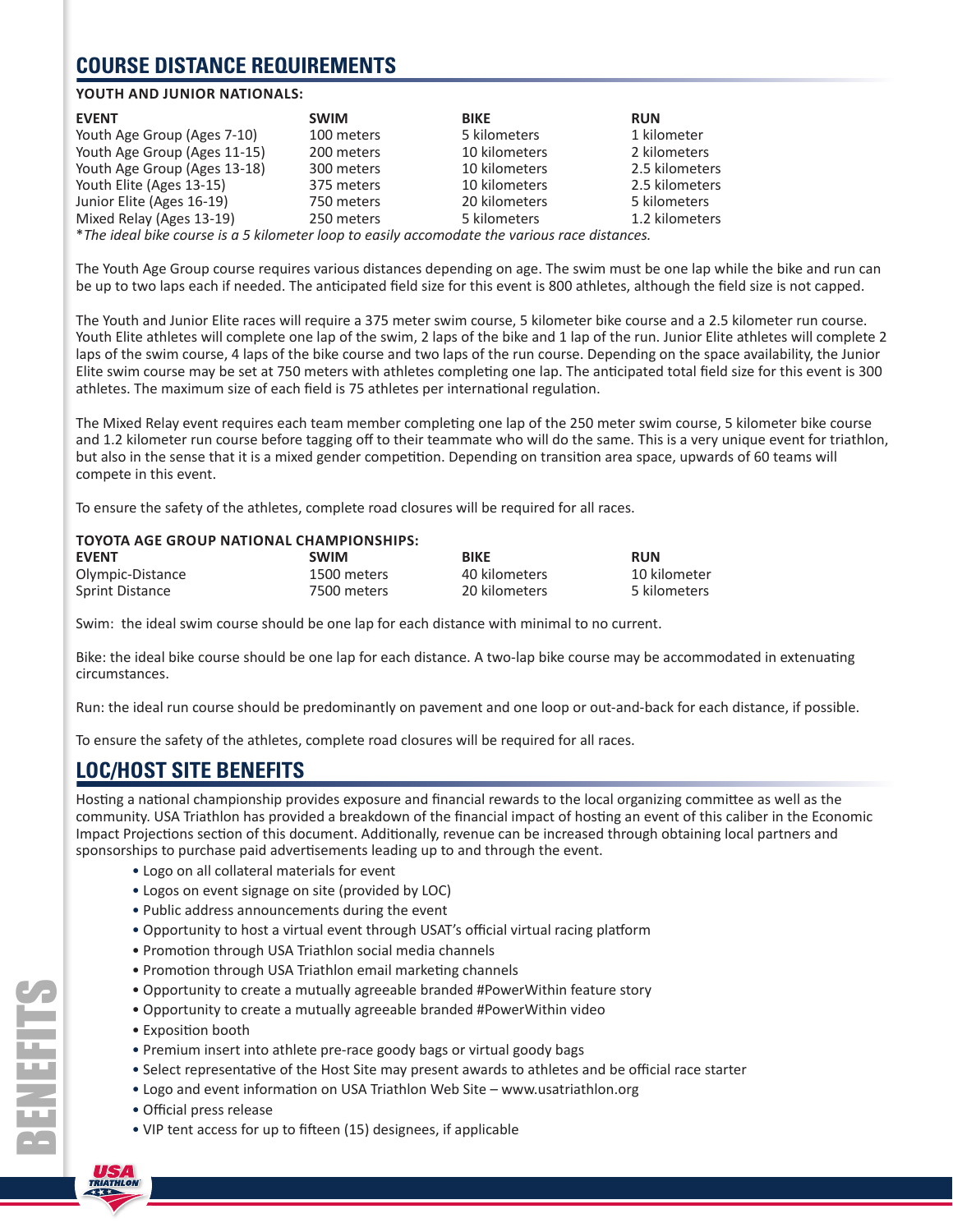## COURSE DISTANCE REQUIREMENTS

### YOUTH AND JUNIOR NATIONALS:

| EVENT | SWIM | BIKE | RUN |
|---|---|---|---|
| Youth Age Group (Ages 7-10) | 100 meters | 5 kilometers | 1 kilometer |
| Youth Age Group (Ages 11-15) | 200 meters | 10 kilometers | 2 kilometers |
| Youth Age Group (Ages 13-18) | 300 meters | 10 kilometers | 2.5 kilometers |
| Youth Elite (Ages 13-15) | 375 meters | 10 kilometers | 2.5 kilometers |
| Junior Elite (Ages 16-19) | 750 meters | 20 kilometers | 5 kilometers |
| Mixed Relay (Ages 13-19) | 250 meters | 5 kilometers | 1.2 kilometers |

**The ideal bike course is a 5 kilometer loop to easily accomodate the various race distances.*

The Youth Age Group course requires various distances depending on age. The swim must be one lap while the bike and run can be up to two laps each if needed. The anticipated field size for this event is 800 athletes, although the field size is not capped.

The Youth and Junior Elite races will require a 375 meter swim course, 5 kilometer bike course and a 2.5 kilometer run course. Youth Elite athletes will complete one lap of the swim, 2 laps of the bike and 1 lap of the run. Junior Elite athletes will complete 2 laps of the swim course, 4 laps of the bike course and two laps of the run course. Depending on the space availability, the Junior Elite swim course may be set at 750 meters with athletes completing one lap. The anticipated total field size for this event is 300 athletes. The maximum size of each field is 75 athletes per international regulation.

The Mixed Relay event requires each team member completing one lap of the 250 meter swim course, 5 kilometer bike course and 1.2 kilometer run course before tagging off to their teammate who will do the same. This is a very unique event for triathlon, but also in the sense that it is a mixed gender competition. Depending on transition area space, upwards of 60 teams will compete in this event.

To ensure the safety of the athletes, complete road closures will be required for all races.

### TOYOTA AGE GROUP NATIONAL CHAMPIONSHIPS:

| EVENT | SWIM | BIKE | RUN |
|---|---|---|---|
| Olympic-Distance | 1500 meters | 40 kilometers | 10 kilometer |
| Sprint Distance | 7500 meters | 20 kilometers | 5 kilometers |

Swim: the ideal swim course should be one lap for each distance with minimal to no current.

Bike: the ideal bike course should be one lap for each distance. A two-lap bike course may be accommodated in extenuating circumstances.

Run: the ideal run course should be predominantly on pavement and one loop or out-and-back for each distance, if possible.

To ensure the safety of the athletes, complete road closures will be required for all races.

## LOC/HOST SITE BENEFITS

Hosting a national championship provides exposure and financial rewards to the local organizing committee as well as the community. USA Triathlon has provided a breakdown of the financial impact of hosting an event of this caliber in the Economic Impact Projections section of this document. Additionally, revenue can be increased through obtaining local partners and sponsorships to purchase paid advertisements leading up to and through the event.

- Logo on all collateral materials for event
- Logos on event signage on site (provided by LOC)
- Public address announcements during the event
- Opportunity to host a virtual event through USAT's official virtual racing platform
- Promotion through USA Triathlon social media channels
- Promotion through USA Triathlon email marketing channels
- Opportunity to create a mutually agreeable branded #PowerWithin feature story
- Opportunity to create a mutually agreeable branded #PowerWithin video
- Exposition booth
- Premium insert into athlete pre-race goody bags or virtual goody bags
- Select representative of the Host Site may present awards to athletes and be official race starter
- Logo and event information on USA Triathlon Web Site – www.usatriathlon.org
- Official press release
- VIP tent access for up to fifteen (15) designees, if applicable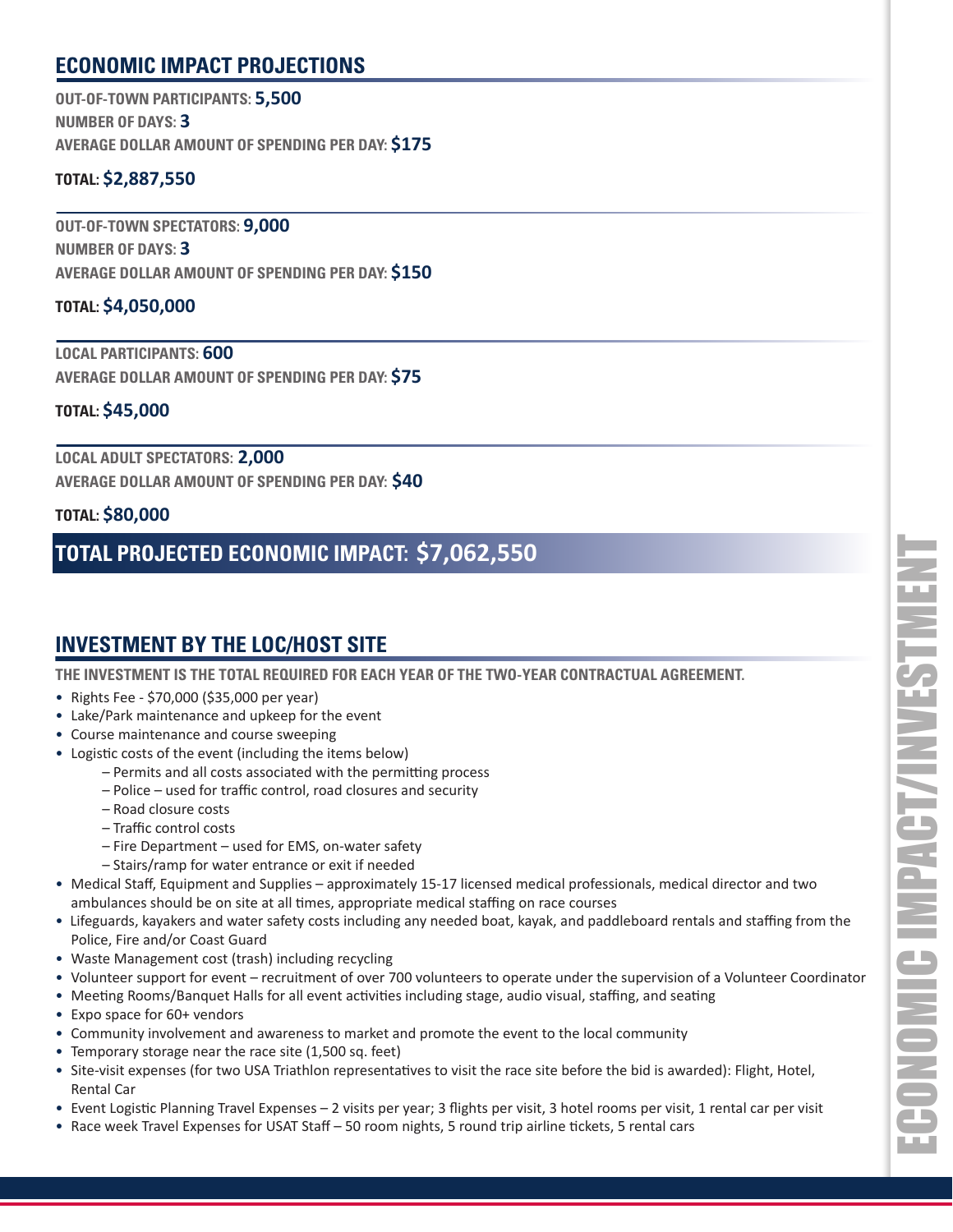## ECONOMIC IMPACT PROJECTIONS

**OUT-OF-TOWN PARTICIPANTS: 5,500**
**NUMBER OF DAYS: 3**
**AVERAGE DOLLAR AMOUNT OF SPENDING PER DAY: $175**

**TOTAL: $2,887,550**

**OUT-OF-TOWN SPECTATORS: 9,000**
**NUMBER OF DAYS: 3**
**AVERAGE DOLLAR AMOUNT OF SPENDING PER DAY: $150**

**TOTAL: $4,050,000**

**LOCAL PARTICIPANTS: 600**
**AVERAGE DOLLAR AMOUNT OF SPENDING PER DAY: $75**

**TOTAL: $45,000**

**LOCAL ADULT SPECTATORS: 2,000**
**AVERAGE DOLLAR AMOUNT OF SPENDING PER DAY: $40**

**TOTAL: $80,000**

### TOTAL PROJECTED ECONOMIC IMPACT: $7,062,550

## INVESTMENT BY THE LOC/HOST SITE

**THE INVESTMENT IS THE TOTAL REQUIRED FOR EACH YEAR OF THE TWO-YEAR CONTRACTUAL AGREEMENT.**

- Rights Fee - $70,000 ($35,000 per year)
- Lake/Park maintenance and upkeep for the event
- Course maintenance and course sweeping
- Logistic costs of the event (including the items below)
  - Permits and all costs associated with the permitting process
  - Police – used for traffic control, road closures and security
  - Road closure costs
  - Traffic control costs
  - Fire Department – used for EMS, on-water safety
  - Stairs/ramp for water entrance or exit if needed
- Medical Staff, Equipment and Supplies – approximately 15-17 licensed medical professionals, medical director and two ambulances should be on site at all times, appropriate medical staffing on race courses
- Lifeguards, kayakers and water safety costs including any needed boat, kayak, and paddleboard rentals and staffing from the Police, Fire and/or Coast Guard
- Waste Management cost (trash) including recycling
- Volunteer support for event – recruitment of over 700 volunteers to operate under the supervision of a Volunteer Coordinator
- Meeting Rooms/Banquet Halls for all event activities including stage, audio visual, staffing, and seating
- Expo space for 60+ vendors
- Community involvement and awareness to market and promote the event to the local community
- Temporary storage near the race site (1,500 sq. feet)
- Site-visit expenses (for two USA Triathlon representatives to visit the race site before the bid is awarded): Flight, Hotel, Rental Car
- Event Logistic Planning Travel Expenses – 2 visits per year; 3 flights per visit, 3 hotel rooms per visit, 1 rental car per visit
- Race week Travel Expenses for USAT Staff – 50 room nights, 5 round trip airline tickets, 5 rental cars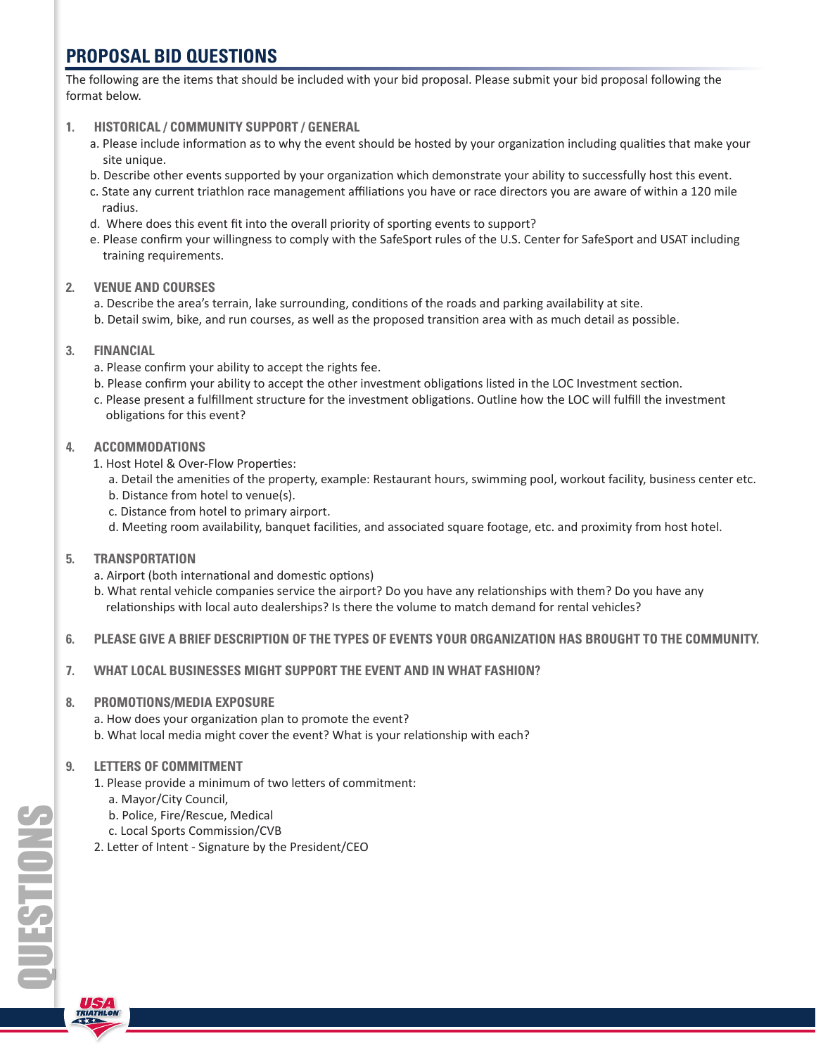## PROPOSAL BID QUESTIONS

The following are the items that should be included with your bid proposal. Please submit your bid proposal following the format below.

1. **HISTORICAL / COMMUNITY SUPPORT / GENERAL**
   - a. Please include information as to why the event should be hosted by your organization including qualities that make your site unique.
   - b. Describe other events supported by your organization which demonstrate your ability to successfully host this event.
   - c. State any current triathlon race management affiliations you have or race directors you are aware of within a 120 mile radius.
   - d. Where does this event fit into the overall priority of sporting events to support?
   - e. Please confirm your willingness to comply with the SafeSport rules of the U.S. Center for SafeSport and USAT including training requirements.

2. **VENUE AND COURSES**
   - a. Describe the area's terrain, lake surrounding, conditions of the roads and parking availability at site.
   - b. Detail swim, bike, and run courses, as well as the proposed transition area with as much detail as possible.

3. **FINANCIAL**
   - a. Please confirm your ability to accept the rights fee.
   - b. Please confirm your ability to accept the other investment obligations listed in the LOC Investment section.
   - c. Please present a fulfillment structure for the investment obligations. Outline how the LOC will fulfill the investment obligations for this event?

4. **ACCOMMODATIONS**
   1. Host Hotel & Over-Flow Properties:
      - a. Detail the amenities of the property, example: Restaurant hours, swimming pool, workout facility, business center etc.
      - b. Distance from hotel to venue(s).
      - c. Distance from hotel to primary airport.
      - d. Meeting room availability, banquet facilities, and associated square footage, etc. and proximity from host hotel.

5. **TRANSPORTATION**
   - a. Airport (both international and domestic options)
   - b. What rental vehicle companies service the airport? Do you have any relationships with them? Do you have any relationships with local auto dealerships? Is there the volume to match demand for rental vehicles?

6. **PLEASE GIVE A BRIEF DESCRIPTION OF THE TYPES OF EVENTS YOUR ORGANIZATION HAS BROUGHT TO THE COMMUNITY.**

7. **WHAT LOCAL BUSINESSES MIGHT SUPPORT THE EVENT AND IN WHAT FASHION?**

8. **PROMOTIONS/MEDIA EXPOSURE**
   - a. How does your organization plan to promote the event?
   - b. What local media might cover the event? What is your relationship with each?

9. **LETTERS OF COMMITMENT**
   1. Please provide a minimum of two letters of commitment:
      - a. Mayor/City Council,
      - b. Police, Fire/Rescue, Medical
      - c. Local Sports Commission/CVB
   2. Letter of Intent - Signature by the President/CEO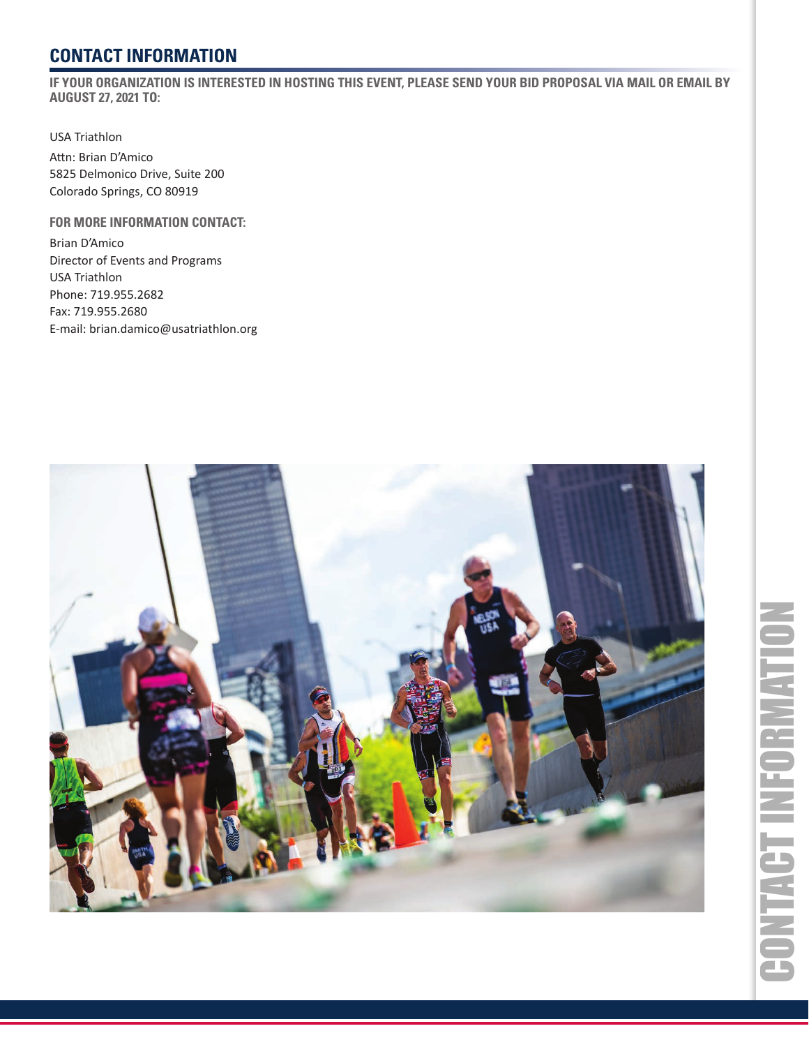## CONTACT INFORMATION

**IF YOUR ORGANIZATION IS INTERESTED IN HOSTING THIS EVENT, PLEASE SEND YOUR BID PROPOSAL VIA MAIL OR EMAIL BY AUGUST 27, 2021 TO:**

USA Triathlon
Attn: Brian D'Amico
5825 Delmonico Drive, Suite 200
Colorado Springs, CO 80919

**FOR MORE INFORMATION CONTACT:**

Brian D'Amico
Director of Events and Programs
USA Triathlon
Phone: 719.955.2682
Fax: 719.955.2680
E-mail: brian.damico@usatriathlon.org